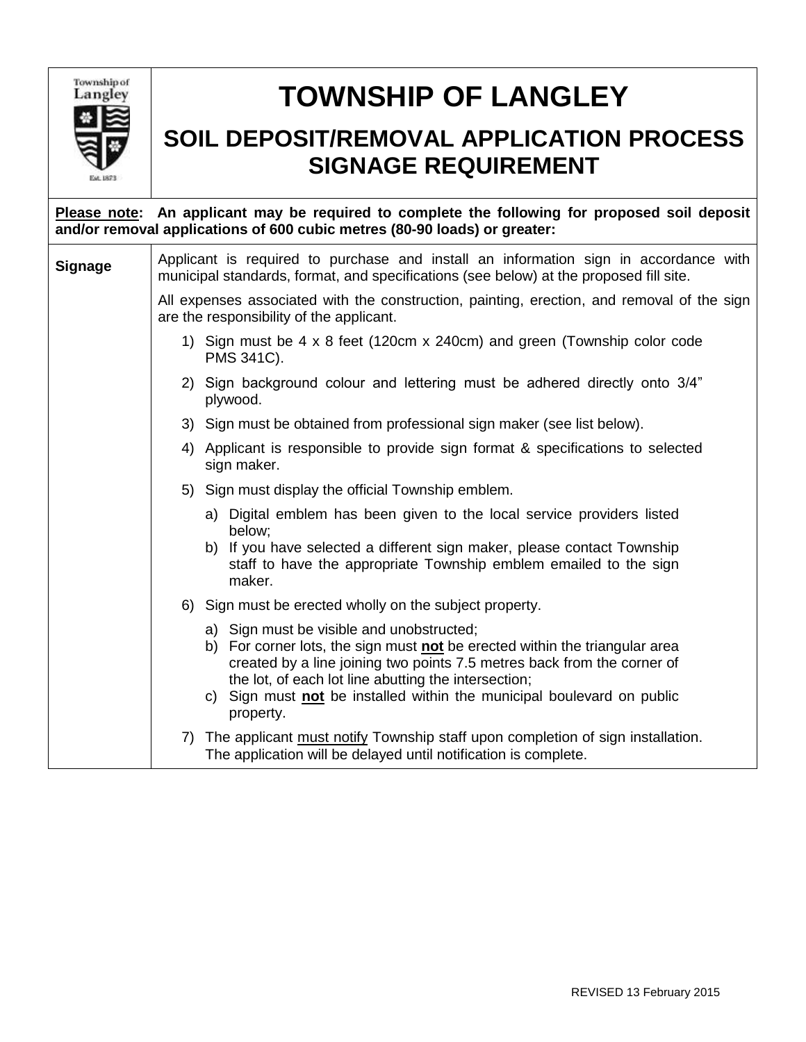# TOWNSHIP OF LANGLEY

## SOIL DEPOSIT/REMOVAL APPLICATION PROCESS SIGNAGE REQUIREMENT

**Please note: An applicant may be required to complete the following for proposed soil deposit and/or removal applications of 600 cubic metres (80-90 loads) or greater:**

**Signage**

Applicant is required to purchase and install an information sign in accordance with municipal standards, format, and specifications (see below) at the proposed fill site.

All expenses associated with the construction, painting, erection, and removal of the sign are the responsibility of the applicant.

1) Sign must be 4 x 8 feet (120cm x 240cm) and green (Township color code PMS 341C).
2) Sign background colour and lettering must be adhered directly onto 3/4" plywood.
3) Sign must be obtained from professional sign maker (see list below).
4) Applicant is responsible to provide sign format & specifications to selected sign maker.
5) Sign must display the official Township emblem.
   a) Digital emblem has been given to the local service providers listed below;
   b) If you have selected a different sign maker, please contact Township staff to have the appropriate Township emblem emailed to the sign maker.
6) Sign must be erected wholly on the subject property.
   a) Sign must be visible and unobstructed;
   b) For corner lots, the sign must **not** be erected within the triangular area created by a line joining two points 7.5 metres back from the corner of the lot, of each lot line abutting the intersection;
   c) Sign must **not** be installed within the municipal boulevard on public property.
7) The applicant must notify Township staff upon completion of sign installation. The application will be delayed until notification is complete.

REVISED 13 February 2015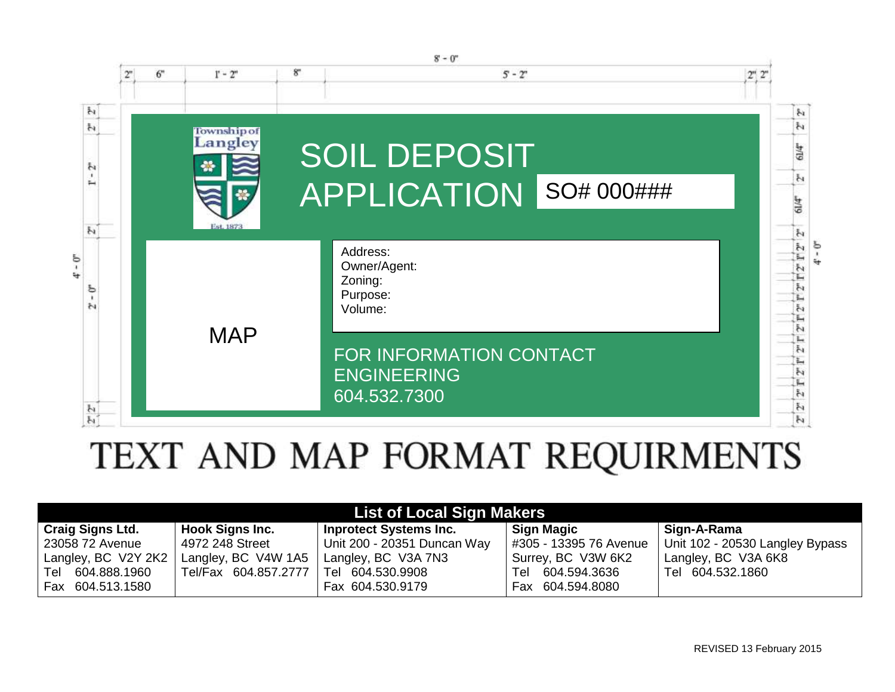8' - 0"

2" | 6" | 1' - 2" | 8" | 5' - 2" | 2" | 2"

Township of Langley

Est. 1873

SOIL DEPOSIT APPLICATION

SO# 000###

Address:
Owner/Agent:
Zoning:
Purpose:
Volume:

MAP

FOR INFORMATION CONTACT ENGINEERING
604.532.7300

4' - 0"

# TEXT AND MAP FORMAT REQUIRMENTS

| List of Local Sign Makers | | | | |
|---|---|---|---|---|
| **Craig Signs Ltd.** | **Hook Signs Inc.** | **Inprotect Systems Inc.** | **Sign Magic** | **Sign-A-Rama** |
| 23058 72 Avenue | 4972 248 Street | Unit 200 - 20351 Duncan Way | #305 - 13395 76 Avenue | Unit 102 - 20530 Langley Bypass |
| Langley, BC V2Y 2K2 | Langley, BC V4W 1A5 | Langley, BC V3A 7N3 | Surrey, BC V3W 6K2 | Langley, BC V3A 6K8 |
| Tel 604.888.1960 | Tel/Fax 604.857.2777 | Tel 604.530.9908 | Tel 604.594.3636 | Tel 604.532.1860 |
| Fax 604.513.1580 | | Fax 604.530.9179 | Fax 604.594.8080 | |

REVISED 13 February 2015